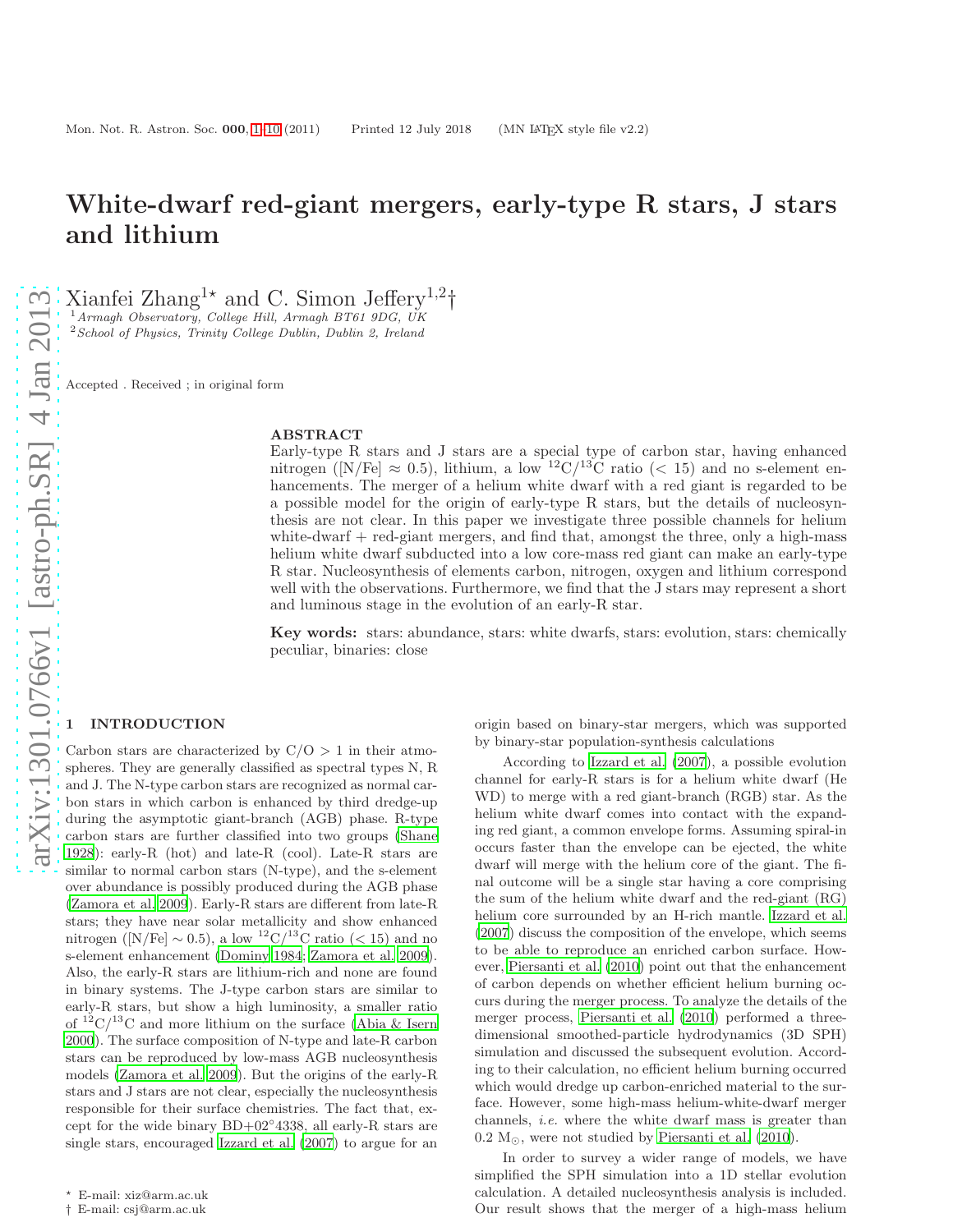# White-dwarf red-giant mergers, early-type R stars, J stars and lithium

Xianfei Zhang[1]* and C. Simon Jeffery[1,2]†

[1] Armagh Observatory, College Hill, Armagh BT61 9DG, UK
[2] School of Physics, Trinity College Dublin, Dublin 2, Ireland

Accepted . Received ; in original form

## ABSTRACT

Early-type R stars and J stars are a special type of carbon star, having enhanced nitrogen ([N/Fe] ≈ 0.5), lithium, a low $^{12}C/^{13}C$ ratio (< 15) and no s-element enhancements. The merger of a helium white dwarf with a red giant is regarded to be a possible model for the origin of early-type R stars, but the details of nucleosynthesis are not clear. In this paper we investigate three possible channels for helium white-dwarf + red-giant mergers, and find that, amongst the three, only a high-mass helium white dwarf subducted into a low core-mass red giant can make an early-type R star. Nucleosynthesis of elements carbon, nitrogen, oxygen and lithium correspond well with the observations. Furthermore, we find that the J stars may represent a short and luminous stage in the evolution of an early-R star.

**Key words:** stars: abundance, stars: white dwarfs, stars: evolution, stars: chemically peculiar, binaries: close

## 1 INTRODUCTION

Carbon stars are characterized by C/O > 1 in their atmospheres. They are generally classified as spectral types N, R and J. The N-type carbon stars are recognized as normal carbon stars in which carbon is enhanced by third dredge-up during the asymptotic giant-branch (AGB) phase. R-type carbon stars are further classified into two groups (Shane 1928): early-R (hot) and late-R (cool). Late-R stars are similar to normal carbon stars (N-type), and the s-element over abundance is possibly produced during the AGB phase (Zamora et al. 2009). Early-R stars are different from late-R stars; they have near solar metallicity and show enhanced nitrogen ([N/Fe] ∼ 0.5), a low $^{12}C/^{13}C$ ratio (< 15) and no s-element enhancement (Dominy 1984; Zamora et al. 2009). Also, the early-R stars are lithium-rich and none are found in binary systems. The J-type carbon stars are similar to early-R stars, but show a high luminosity, a smaller ratio of $^{12}C/^{13}C$ and more lithium on the surface (Abia & Isern 2000). The surface composition of N-type and late-R carbon stars can be reproduced by low-mass AGB nucleosynthesis models (Zamora et al. 2009). But the origins of the early-R stars and J stars are not clear, especially the nucleosynthesis responsible for their surface chemistries. The fact that, except for the wide binary BD+02°4338, all early-R stars are single stars, encouraged Izzard et al. (2007) to argue for an origin based on binary-star mergers, which was supported by binary-star population-synthesis calculations

According to Izzard et al. (2007), a possible evolution channel for early-R stars is for a helium white dwarf (He WD) to merge with a red giant-branch (RGB) star. As the helium white dwarf comes into contact with the expanding red giant, a common envelope forms. Assuming spiral-in occurs faster than the envelope can be ejected, the white dwarf will merge with the helium core of the giant. The final outcome will be a single star having a core comprising the sum of the helium white dwarf and the red-giant (RG) helium core surrounded by an H-rich mantle. Izzard et al. (2007) discuss the composition of the envelope, which seems to be able to reproduce an enriched carbon surface. However, Piersanti et al. (2010) point out that the enhancement of carbon depends on whether efficient helium burning occurs during the merger process. To analyze the details of the merger process, Piersanti et al. (2010) performed a three-dimensional smoothed-particle hydrodynamics (3D SPH) simulation and discussed the subsequent evolution. According to their calculation, no efficient helium burning occurred which would dredge up carbon-enriched material to the surface. However, some high-mass helium-white-dwarf merger channels, *i.e.* where the white dwarf mass is greater than 0.2 $M_{\odot}$, were not studied by Piersanti et al. (2010).

In order to survey a wider range of models, we have simplified the SPH simulation into a 1D stellar evolution calculation. A detailed nucleosynthesis analysis is included. Our result shows that the merger of a high-mass helium

* E-mail: xiz@arm.ac.uk
† E-mail: csj@arm.ac.uk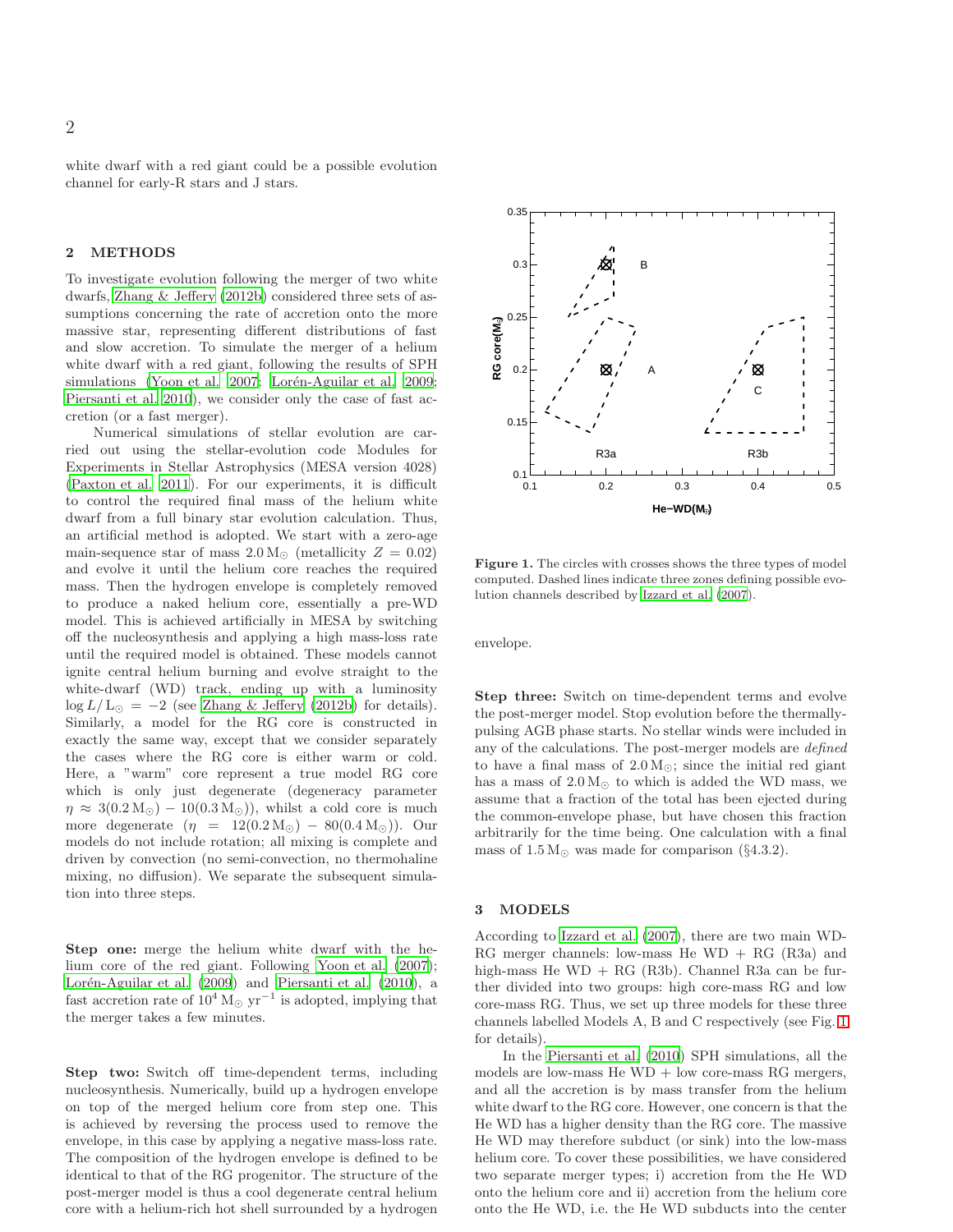white dwarf with a red giant could be a possible evolution channel for early-R stars and J stars.

## 2 METHODS

To investigate evolution following the merger of two white dwarfs, Zhang & Jeffery (2012b) considered three sets of assumptions concerning the rate of accretion onto the more massive star, representing different distributions of fast and slow accretion. To simulate the merger of a helium white dwarf with a red giant, following the results of SPH simulations (Yoon et al. 2007; Lorén-Aguilar et al. 2009; Piersanti et al. 2010), we consider only the case of fast accretion (or a fast merger).

Numerical simulations of stellar evolution are carried out using the stellar-evolution code Modules for Experiments in Stellar Astrophysics (MESA version 4028) (Paxton et al. 2011). For our experiments, it is difficult to control the required final mass of the helium white dwarf from a full binary star evolution calculation. Thus, an artificial method is adopted. We start with a zero-age main-sequence star of mass $2.0\,\mathrm{M}_\odot$ (metallicity $Z = 0.02$) and evolve it until the helium core reaches the required mass. Then the hydrogen envelope is completely removed to produce a naked helium core, essentially a pre-WD model. This is achieved artificially in MESA by switching off the nucleosynthesis and applying a high mass-loss rate until the required model is obtained. These models cannot ignite central helium burning and evolve straight to the white-dwarf (WD) track, ending up with a luminosity $\log L/\mathrm{L}_\odot = -2$ (see Zhang & Jeffery (2012b) for details). Similarly, a model for the RG core is constructed in exactly the same way, except that we consider separately the cases where the RG core is either warm or cold. Here, a "warm" core represent a true model RG core which is only just degenerate (degeneracy parameter $\eta \approx 3(0.2\,\mathrm{M}_\odot) - 10(0.3\,\mathrm{M}_\odot)$), whilst a cold core is much more degenerate ($\eta = 12(0.2\,\mathrm{M}_\odot) - 80(0.4\,\mathrm{M}_\odot)$). Our models do not include rotation; all mixing is complete and driven by convection (no semi-convection, no thermohaline mixing, no diffusion). We separate the subsequent simulation into three steps.

**Step one:** merge the helium white dwarf with the helium core of the red giant. Following Yoon et al. (2007); Lorén-Aguilar et al. (2009) and Piersanti et al. (2010), a fast accretion rate of $10^4\,\mathrm{M}_\odot\,\mathrm{yr}^{-1}$ is adopted, implying that the merger takes a few minutes.

**Step two:** Switch off time-dependent terms, including nucleosynthesis. Numerically, build up a hydrogen envelope on top of the merged helium core from step one. This is achieved by reversing the process used to remove the envelope, in this case by applying a negative mass-loss rate. The composition of the hydrogen envelope is defined to be identical to that of the RG progenitor. The structure of the post-merger model is thus a cool degenerate central helium core with a helium-rich hot shell surrounded by a hydrogen envelope.

**Figure 1.** The circles with crosses shows the three types of model computed. Dashed lines indicate three zones defining possible evolution channels described by Izzard et al. (2007).

**Step three:** Switch on time-dependent terms and evolve the post-merger model. Stop evolution before the thermally-pulsing AGB phase starts. No stellar winds were included in any of the calculations. The post-merger models are *defined* to have a final mass of $2.0\,\mathrm{M}_\odot$; since the initial red giant has a mass of $2.0\,\mathrm{M}_\odot$ to which is added the WD mass, we assume that a fraction of the total has been ejected during the common-envelope phase, but have chosen this fraction arbitrarily for the time being. One calculation with a final mass of $1.5\,\mathrm{M}_\odot$ was made for comparison (§4.3.2).

## 3 MODELS

According to Izzard et al. (2007), there are two main WD-RG merger channels: low-mass He WD + RG (R3a) and high-mass He WD + RG (R3b). Channel R3a can be further divided into two groups: high core-mass RG and low core-mass RG. Thus, we set up three models for these three channels labelled Models A, B and C respectively (see Fig. 1 for details).

In the Piersanti et al. (2010) SPH simulations, all the models are low-mass He WD + low core-mass RG mergers, and all the accretion is by mass transfer from the helium white dwarf to the RG core. However, one concern is that the He WD has a higher density than the RG core. The massive He WD may therefore subduct (or sink) into the low-mass helium core. To cover these possibilities, we have considered two separate merger types; i) accretion from the He WD onto the helium core and ii) accretion from the helium core onto the He WD, i.e. the He WD subducts into the center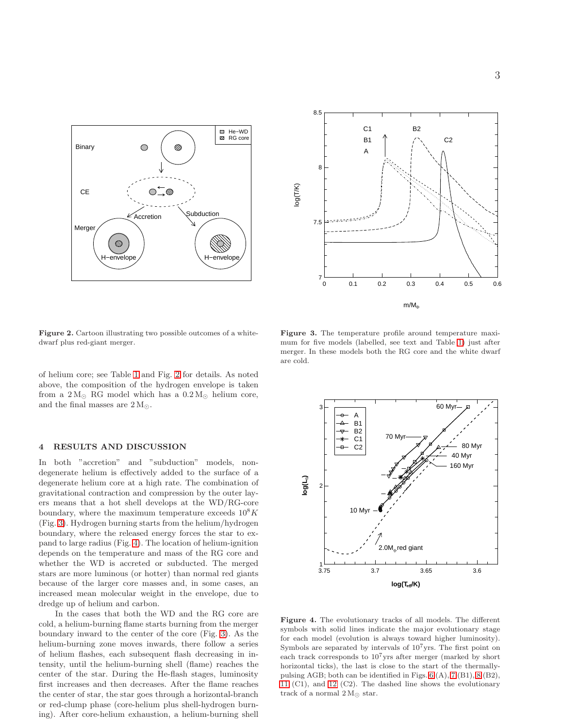of helium core; see Table 1 and Fig. 2 for details. As noted above, the composition of the hydrogen envelope is taken from a $2\,M_\odot$ RG model which has a $0.2\,M_\odot$ helium core, and the final masses are $2\,M_\odot$.

Figure 2. Cartoon illustrating two possible outcomes of a white-dwarf plus red-giant merger.

Figure 3. The temperature profile around temperature maximum for five models (labelled, see text and Table 1) just after merger. In these models both the RG core and the white dwarf are cold.

## 4 RESULTS AND DISCUSSION

In both "accretion" and "subduction" models, non-degenerate helium is effectively added to the surface of a degenerate helium core at a high rate. The combination of gravitational contraction and compression by the outer layers means that a hot shell develops at the WD/RG-core boundary, where the maximum temperature exceeds $10^8 K$ (Fig. 3). Hydrogen burning starts from the helium/hydrogen boundary, where the released energy forces the star to expand to large radius (Fig. 4). The location of helium-ignition depends on the temperature and mass of the RG core and whether the WD is accreted or subducted. The merged stars are more luminous (or hotter) than normal red giants because of the larger core masses and, in some cases, an increased mean molecular weight in the envelope, due to dredge up of helium and carbon.

In the cases that both the WD and the RG core are cold, a helium-burning flame starts burning from the merger boundary inward to the center of the core (Fig. 3). As the helium-burning zone moves inwards, there follow a series of helium flashes, each subsequent flash decreasing in intensity, until the helium-burning shell (flame) reaches the center of the star. During the He-flash stages, luminosity first increases and then decreases. After the flame reaches the center of star, the star goes through a horizontal-branch or red-clump phase (core-helium plus shell-hydrogen burning). After core-helium exhaustion, a helium-burning shell

Figure 4. The evolutionary tracks of all models. The different symbols with solid lines indicate the major evolutionary stage for each model (evolution is always toward higher luminosity). Symbols are separated by intervals of $10^7$yrs. The first point on each track corresponds to $10^7$yrs after merger (marked by short horizontal ticks), the last is close to the start of the thermally-pulsing AGB; both can be identified in Figs. 6 (A), 7 (B1), 8 (B2), 11 (C1), and 12 (C2). The dashed line shows the evolutionary track of a normal $2\,M_\odot$ star.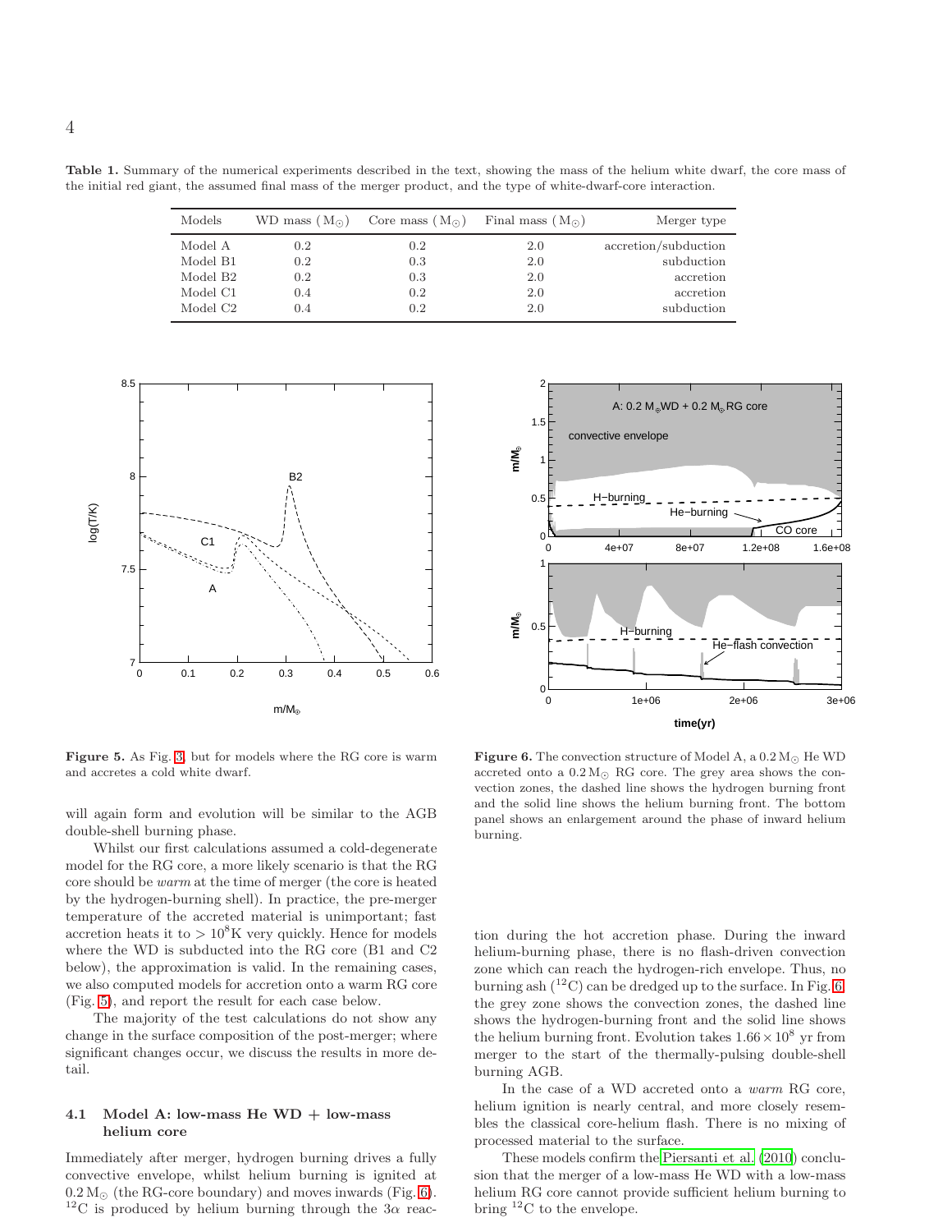**Table 1.** Summary of the numerical experiments described in the text, showing the mass of the helium white dwarf, the core mass of the initial red giant, the assumed final mass of the merger product, and the type of white-dwarf-core interaction.

| Models | WD mass ($M_\odot$) | Core mass ($M_\odot$) | Final mass ($M_\odot$) | Merger type |
|---|---|---|---|---|
| Model A | 0.2 | 0.2 | 2.0 | accretion/subduction |
| Model B1 | 0.2 | 0.3 | 2.0 | subduction |
| Model B2 | 0.2 | 0.3 | 2.0 | accretion |
| Model C1 | 0.4 | 0.2 | 2.0 | accretion |
| Model C2 | 0.4 | 0.2 | 2.0 | subduction |

**Figure 5.** As Fig. 3, but for models where the RG core is warm and accretes a cold white dwarf.

**Figure 6.** The convection structure of Model A, a $0.2\,M_\odot$ He WD accreted onto a $0.2\,M_\odot$ RG core. The grey area shows the convection zones, the dashed line shows the hydrogen burning front and the solid line shows the helium burning front. The bottom panel shows an enlargement around the phase of inward helium burning.

will again form and evolution will be similar to the AGB double-shell burning phase.

Whilst our first calculations assumed a cold-degenerate model for the RG core, a more likely scenario is that the RG core should be *warm* at the time of merger (the core is heated by the hydrogen-burning shell). In practice, the pre-merger temperature of the accreted material is unimportant; fast accretion heats it to $> 10^8$K very quickly. Hence for models where the WD is subducted into the RG core (B1 and C2 below), the approximation is valid. In the remaining cases, we also computed models for accretion onto a warm RG core (Fig. 5), and report the result for each case below.

The majority of the test calculations do not show any change in the surface composition of the post-merger; where significant changes occur, we discuss the results in more detail.

### 4.1 Model A: low-mass He WD + low-mass helium core

Immediately after merger, hydrogen burning drives a fully convective envelope, whilst helium burning is ignited at $0.2\,M_\odot$ (the RG-core boundary) and moves inwards (Fig. 6). $^{12}$C is produced by helium burning through the $3\alpha$ reaction during the hot accretion phase. During the inward helium-burning phase, there is no flash-driven convection zone which can reach the hydrogen-rich envelope. Thus, no burning ash ($^{12}$C) can be dredged up to the surface. In Fig. 6 the grey zone shows the convection zones, the dashed line shows the hydrogen-burning front and the solid line shows the helium burning front. Evolution takes $1.66 \times 10^8$ yr from merger to the start of the thermally-pulsing double-shell burning AGB.

In the case of a WD accreted onto a *warm* RG core, helium ignition is nearly central, and more closely resembles the classical core-helium flash. There is no mixing of processed material to the surface.

These models confirm the Piersanti et al. (2010) conclusion that the merger of a low-mass He WD with a low-mass helium RG core cannot provide sufficient helium burning to bring $^{12}$C to the envelope.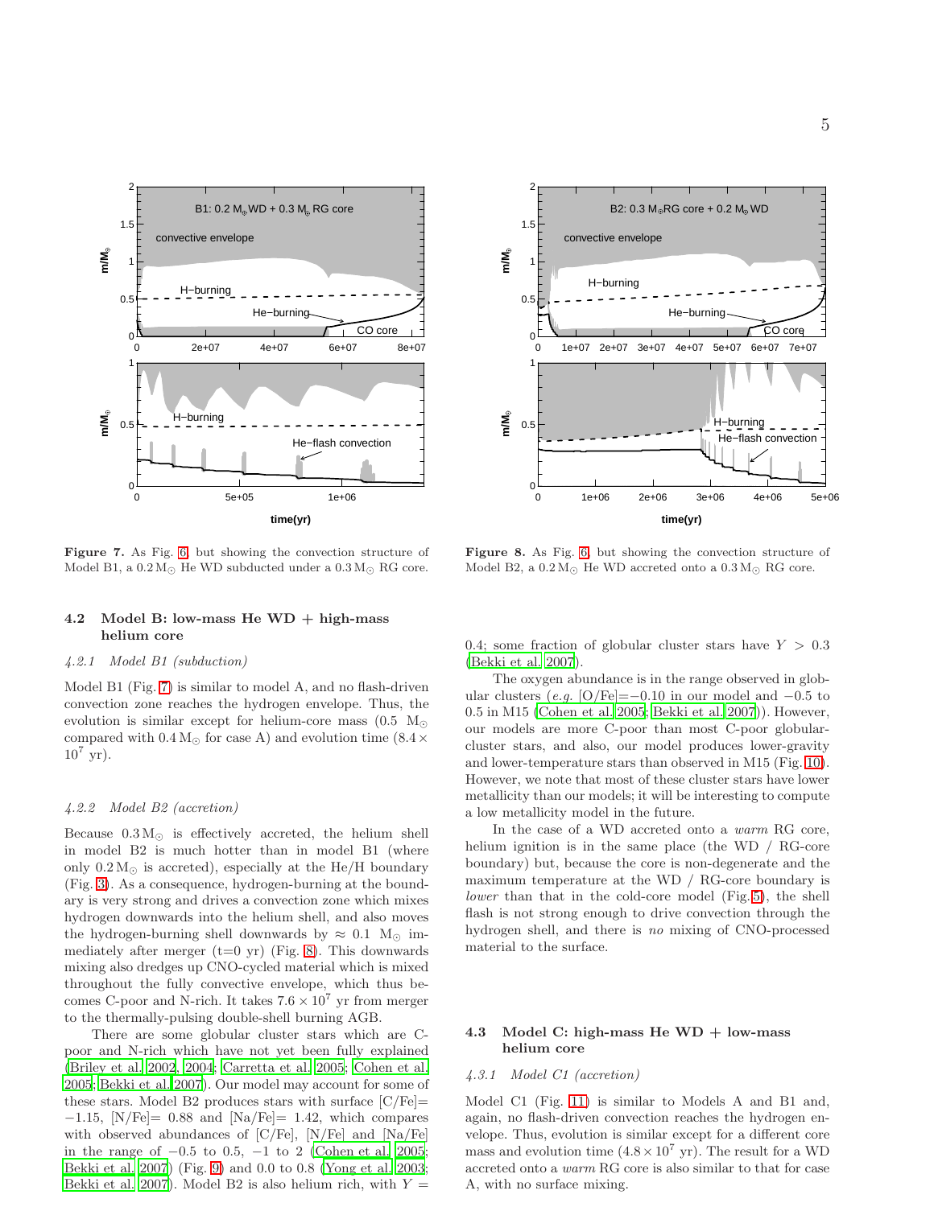**Figure 7.** As Fig. 6, but showing the convection structure of Model B1, a $0.2\,M_\odot$ He WD subducted under a $0.3\,M_\odot$ RG core.

**Figure 8.** As Fig. 6, but showing the convection structure of Model B2, a $0.2\,M_\odot$ He WD accreted onto a $0.3\,M_\odot$ RG core.

### 4.2 Model B: low-mass He WD + high-mass helium core

#### *4.2.1 Model B1 (subduction)*

Model B1 (Fig. 7) is similar to model A, and no flash-driven convection zone reaches the hydrogen envelope. Thus, the evolution is similar except for helium-core mass (0.5 $M_\odot$ compared with $0.4\,M_\odot$ for case A) and evolution time ($8.4 \times 10^7$ yr).

#### *4.2.2 Model B2 (accretion)*

Because $0.3\,M_\odot$ is effectively accreted, the helium shell in model B2 is much hotter than in model B1 (where only $0.2\,M_\odot$ is accreted), especially at the He/H boundary (Fig. 3). As a consequence, hydrogen-burning at the boundary is very strong and drives a convection zone which mixes hydrogen downwards into the helium shell, and also moves the hydrogen-burning shell downwards by $\approx 0.1$ $M_\odot$ immediately after merger (t=0 yr) (Fig. 8). This downwards mixing also dredges up CNO-cycled material which is mixed throughout the fully convective envelope, which thus becomes C-poor and N-rich. It takes $7.6 \times 10^7$ yr from merger to the thermally-pulsing double-shell burning AGB.

There are some globular cluster stars which are C-poor and N-rich which have not yet been fully explained (Briley et al. 2002, 2004; Carretta et al. 2005; Cohen et al. 2005; Bekki et al. 2007). Our model may account for some of these stars. Model B2 produces stars with surface [C/Fe]$=-1.15$, [N/Fe]$=$ 0.88 and [Na/Fe]$=$ 1.42, which compares with observed abundances of [C/Fe], [N/Fe] and [Na/Fe] in the range of $-0.5$ to 0.5, $-1$ to 2 (Cohen et al. 2005; Bekki et al. 2007) (Fig. 9) and 0.0 to 0.8 (Yong et al. 2003; Bekki et al. 2007). Model B2 is also helium rich, with $Y =$ 0.4; some fraction of globular cluster stars have $Y > 0.3$ (Bekki et al. 2007).

The oxygen abundance is in the range observed in globular clusters (*e.g.* [O/Fe]$=-0.10$ in our model and $-0.5$ to 0.5 in M15 (Cohen et al. 2005; Bekki et al. 2007)). However, our models are more C-poor than most C-poor globular-cluster stars, and also, our model produces lower-gravity and lower-temperature stars than observed in M15 (Fig. 10). However, we note that most of these cluster stars have lower metallicity than our models; it will be interesting to compute a low metallicity model in the future.

In the case of a WD accreted onto a *warm* RG core, helium ignition is in the same place (the WD / RG-core boundary) but, because the core is non-degenerate and the maximum temperature at the WD / RG-core boundary is *lower* than that in the cold-core model (Fig. 5), the shell flash is not strong enough to drive convection through the hydrogen shell, and there is *no* mixing of CNO-processed material to the surface.

### 4.3 Model C: high-mass He WD + low-mass helium core

#### *4.3.1 Model C1 (accretion)*

Model C1 (Fig. 11) is similar to Models A and B1 and, again, no flash-driven convection reaches the hydrogen envelope. Thus, evolution is similar except for a different core mass and evolution time ($4.8 \times 10^7$ yr). The result for a WD accreted onto a *warm* RG core is also similar to that for case A, with no surface mixing.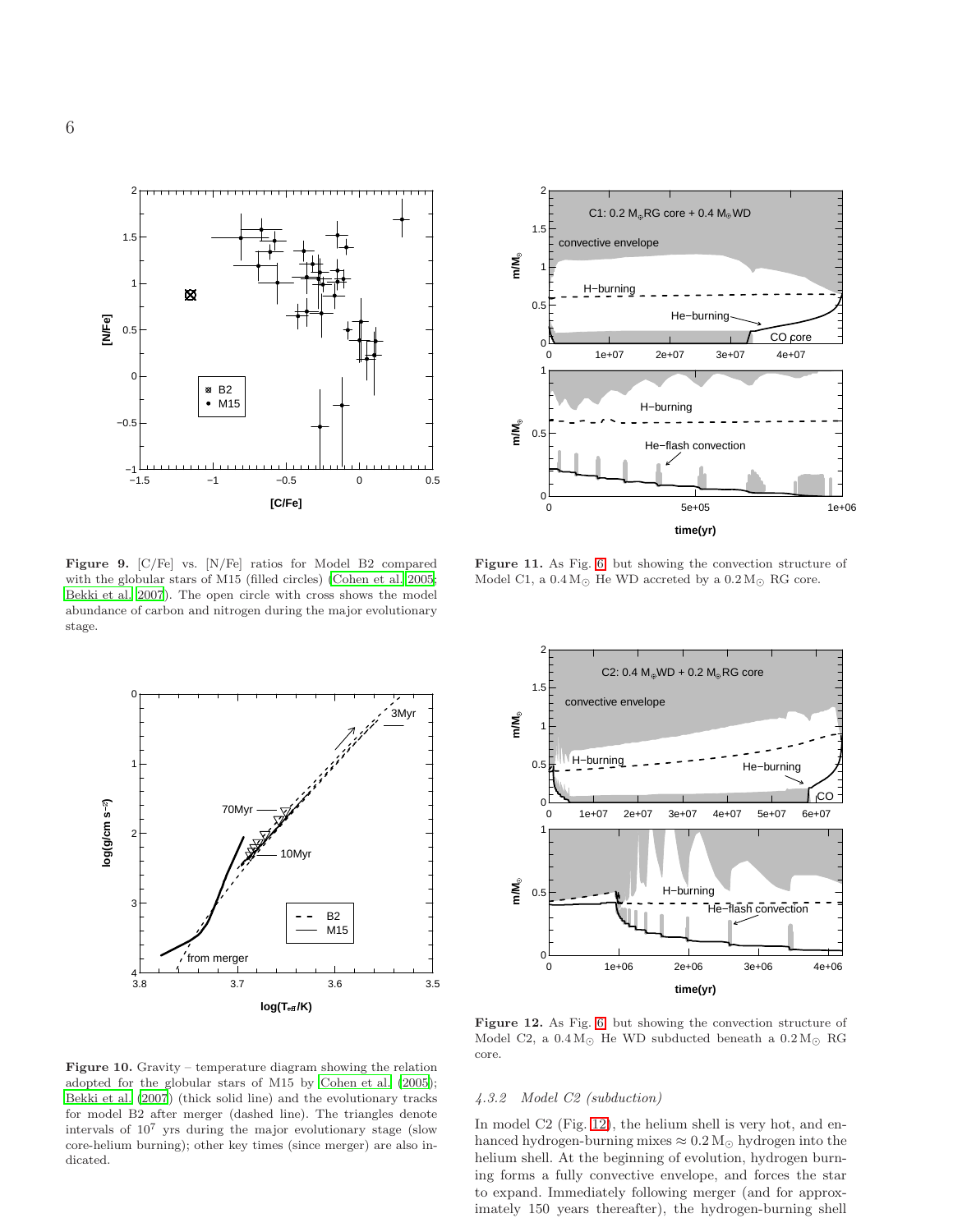**Figure 9.** [C/Fe] vs. [N/Fe] ratios for Model B2 compared with the globular stars of M15 (filled circles) (Cohen et al. 2005; Bekki et al. 2007). The open circle with cross shows the model abundance of carbon and nitrogen during the major evolutionary stage.

**Figure 10.** Gravity – temperature diagram showing the relation adopted for the globular stars of M15 by Cohen et al. (2005); Bekki et al. (2007) (thick solid line) and the evolutionary tracks for model B2 after merger (dashed line). The triangles denote intervals of $10^7$ yrs during the major evolutionary stage (slow core-helium burning); other key times (since merger) are also indicated.

**Figure 11.** As Fig. 6, but showing the convection structure of Model C1, a $0.4\,M_\odot$ He WD accreted by a $0.2\,M_\odot$ RG core.

**Figure 12.** As Fig. 6, but showing the convection structure of Model C2, a $0.4\,M_\odot$ He WD subducted beneath a $0.2\,M_\odot$ RG core.

#### 4.3.2 Model C2 (subduction)

In model C2 (Fig. 12), the helium shell is very hot, and enhanced hydrogen-burning mixes $\approx 0.2\,M_\odot$ hydrogen into the helium shell. At the beginning of evolution, hydrogen burning forms a fully convective envelope, and forces the star to expand. Immediately following merger (and for approximately 150 years thereafter), the hydrogen-burning shell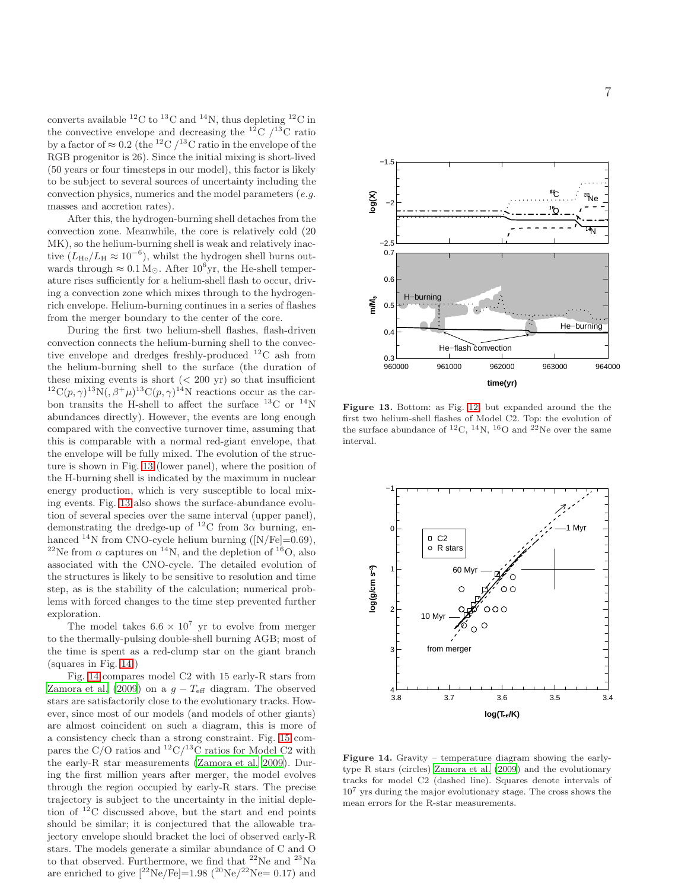converts available $^{12}$C to $^{13}$C and $^{14}$N, thus depleting $^{12}$C in the convective envelope and decreasing the $^{12}$C /$^{13}$C ratio by a factor of $\approx 0.2$ (the $^{12}$C /$^{13}$C ratio in the envelope of the RGB progenitor is 26). Since the initial mixing is short-lived (50 years or four timesteps in our model), this factor is likely to be subject to several sources of uncertainty including the convection physics, numerics and the model parameters (*e.g.* masses and accretion rates).

After this, the hydrogen-burning shell detaches from the convection zone. Meanwhile, the core is relatively cold (20 MK), so the helium-burning shell is weak and relatively inactive ($L_{\rm He}/L_{\rm H} \approx 10^{-6}$), whilst the hydrogen shell burns outwards through $\approx 0.1\,{\rm M}_{\odot}$. After $10^6$yr, the He-shell temperature rises sufficiently for a helium-shell flash to occur, driving a convection zone which mixes through to the hydrogen-rich envelope. Helium-burning continues in a series of flashes from the merger boundary to the center of the core.

During the first two helium-shell flashes, flash-driven convection connects the helium-burning shell to the convective envelope and dredges freshly-produced $^{12}$C ash from the helium-burning shell to the surface (the duration of these mixing events is short ($<$ 200 yr) so that insufficient $^{12}{\rm C}(p,\gamma)^{13}{\rm N}(,\beta^+\mu)^{13}{\rm C}(p,\gamma)^{14}{\rm N}$ reactions occur as the carbon transits the H-shell to affect the surface $^{13}$C or $^{14}$N abundances directly). However, the events are long enough compared with the convective turnover time, assuming that this is comparable with a normal red-giant envelope, that the envelope will be fully mixed. The evolution of the structure is shown in Fig. 13 (lower panel), where the position of the H-burning shell is indicated by the maximum in nuclear energy production, which is very susceptible to local mixing events. Fig. 13 also shows the surface-abundance evolution of several species over the same interval (upper panel), demonstrating the dredge-up of $^{12}$C from $3\alpha$ burning, enhanced $^{14}$N from CNO-cycle helium burning ([N/Fe]=0.69), $^{22}$Ne from $\alpha$ captures on $^{14}$N, and the depletion of $^{16}$O, also associated with the CNO-cycle. The detailed evolution of the structures is likely to be sensitive to resolution and time step, as is the stability of the calculation; numerical problems with forced changes to the time step prevented further exploration.

The model takes $6.6 \times 10^7$ yr to evolve from merger to the thermally-pulsing double-shell burning AGB; most of the time is spent as a red-clump star on the giant branch (squares in Fig. 14)

Fig. 14 compares model C2 with 15 early-R stars from Zamora et al. (2009) on a $g - T_{\rm eff}$ diagram. The observed stars are satisfactorily close to the evolutionary tracks. However, since most of our models (and models of other giants) are almost coincident on such a diagram, this is more of a consistency check than a strong constraint. Fig. 15 compares the C/O ratios and $^{12}$C/$^{13}$C ratios for Model C2 with the early-R star measurements (Zamora et al. 2009). During the first million years after merger, the model evolves through the region occupied by early-R stars. The precise trajectory is subject to the uncertainty in the initial depletion of $^{12}$C discussed above, but the start and end points should be similar; it is conjectured that the allowable trajectory envelope should bracket the loci of observed early-R stars. The models generate a similar abundance of C and O to that observed. Furthermore, we find that $^{22}$Ne and $^{23}$Na are enriched to give [$^{22}$Ne/Fe]=1.98 ($^{20}$Ne/$^{22}$Ne= 0.17) and

**Figure 13.** Bottom: as Fig. 12, but expanded around the the first two helium-shell flashes of Model C2. Top: the evolution of the surface abundance of $^{12}$C, $^{14}$N, $^{16}$O and $^{22}$Ne over the same interval.

**Figure 14.** Gravity – temperature diagram showing the early-type R stars (circles) Zamora et al. (2009) and the evolutionary tracks for model C2 (dashed line). Squares denote intervals of $10^7$ yrs during the major evolutionary stage. The cross shows the mean errors for the R-star measurements.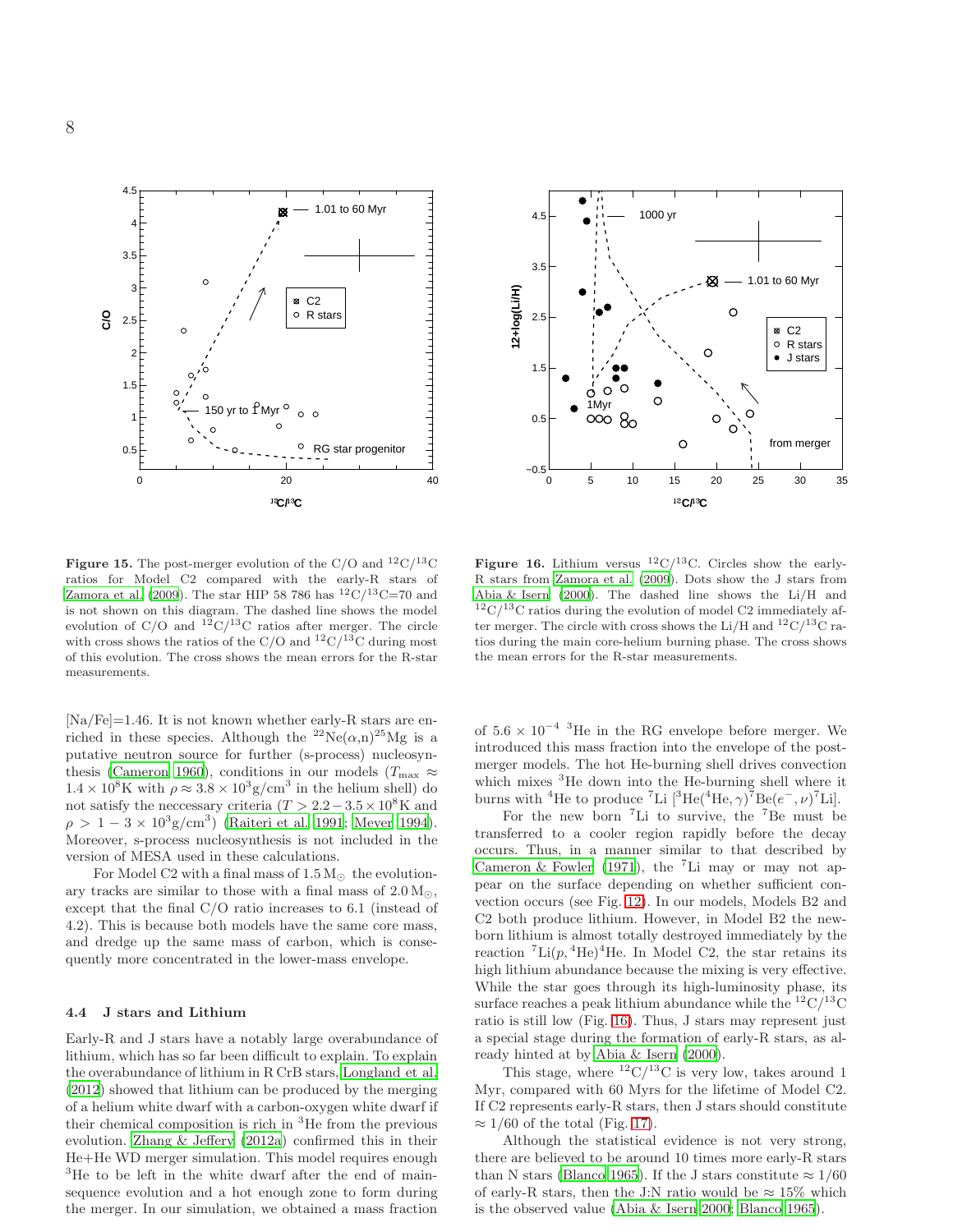**Figure 15.** The post-merger evolution of the C/O and $^{12}C/^{13}C$ ratios for Model C2 compared with the early-R stars of Zamora et al. (2009). The star HIP 58 786 has $^{12}C/^{13}C$=70 and is not shown on this diagram. The dashed line shows the model evolution of C/O and $^{12}C/^{13}C$ ratios after merger. The circle with cross shows the ratios of the C/O and $^{12}C/^{13}C$ during most of this evolution. The cross shows the mean errors for the R-star measurements.

**Figure 16.** Lithium versus $^{12}C/^{13}C$. Circles show the early-R stars from Zamora et al. (2009). Dots show the J stars from Abia & Isern (2000). The dashed line shows the Li/H and $^{12}C/^{13}C$ ratios during the evolution of model C2 immediately after merger. The circle with cross shows the Li/H and $^{12}C/^{13}C$ ratios during the main core-helium burning phase. The cross shows the mean errors for the R-star measurements.

[Na/Fe]=1.46. It is not known whether early-R stars are enriched in these species. Although the $^{22}Ne(\alpha,n)^{25}Mg$ is a putative neutron source for further (s-process) nucleosynthesis (Cameron 1960), conditions in our models ($T_{\max} \approx 1.4\times10^8$K with $\rho \approx 3.8\times10^3 \mathrm{g/cm^3}$ in the helium shell) do not satisfy the neccessary criteria ($T > 2.2-3.5\times10^8$K and $\rho > 1-3\times10^3) \mathrm{g/cm^3}$) (Raiteri et al. 1991; Meyer 1994). Moreover, s-process nucleosynthesis is not included in the version of MESA used in these calculations.

For Model C2 with a final mass of $1.5\,\mathrm{M_\odot}$ the evolutionary tracks are similar to those with a final mass of $2.0\,\mathrm{M_\odot}$, except that the final C/O ratio increases to 6.1 (instead of 4.2). This is because both models have the same core mass, and dredge up the same mass of carbon, which is consequently more concentrated in the lower-mass envelope.

### 4.4 J stars and Lithium

Early-R and J stars have a notably large overabundance of lithium, which has so far been difficult to explain. To explain the overabundance of lithium in R CrB stars, Longland et al. (2012) showed that lithium can be produced by the merging of a helium white dwarf with a carbon-oxygen white dwarf if their chemical composition is rich in $^3$He from the previous evolution. Zhang & Jeffery (2012a) confirmed this in their He+He WD merger simulation. This model requires enough $^3$He to be left in the white dwarf after the end of main-sequence evolution and a hot enough zone to form during the merger. In our simulation, we obtained a mass fraction of $5.6\times10^{-4}$ $^3$He in the RG envelope before merger. We introduced this mass fraction into the envelope of the post-merger models. The hot He-burning shell drives convection which mixes $^3$He down into the He-burning shell where it burns with $^4$He to produce $^7$Li [$^3\mathrm{He}(^4\mathrm{He},\gamma)^7\mathrm{Be}(e^-,\nu)^7\mathrm{Li}$].

For the new born $^7$Li to survive, the $^7$Be must be transferred to a cooler region rapidly before the decay occurs. Thus, in a manner similar to that described by Cameron & Fowler (1971), the $^7$Li may or may not appear on the surface depending on whether sufficient convection occurs (see Fig. 12). In our models, Models B2 and C2 both produce lithium. However, in Model B2 the newborn lithium is almost totally destroyed immediately by the reaction $^7\mathrm{Li}(p,{}^4\mathrm{He})^4\mathrm{He}$. In Model C2, the star retains its high lithium abundance because the mixing is very effective. While the star goes through its high-luminosity phase, its surface reaches a peak lithium abundance while the $^{12}C/^{13}C$ ratio is still low (Fig. 16). Thus, J stars may represent just a special stage during the formation of early-R stars, as already hinted at by Abia & Isern (2000).

This stage, where $^{12}C/^{13}C$ is very low, takes around 1 Myr, compared with 60 Myrs for the lifetime of Model C2. If C2 represents early-R stars, then J stars should constitute $\approx 1/60$ of the total (Fig. 17).

Although the statistical evidence is not very strong, there are believed to be around 10 times more early-R stars than N stars (Blanco 1965). If the J stars constitute $\approx 1/60$ of early-R stars, then the J:N ratio would be $\approx 15\%$ which is the observed value (Abia & Isern 2000; Blanco 1965).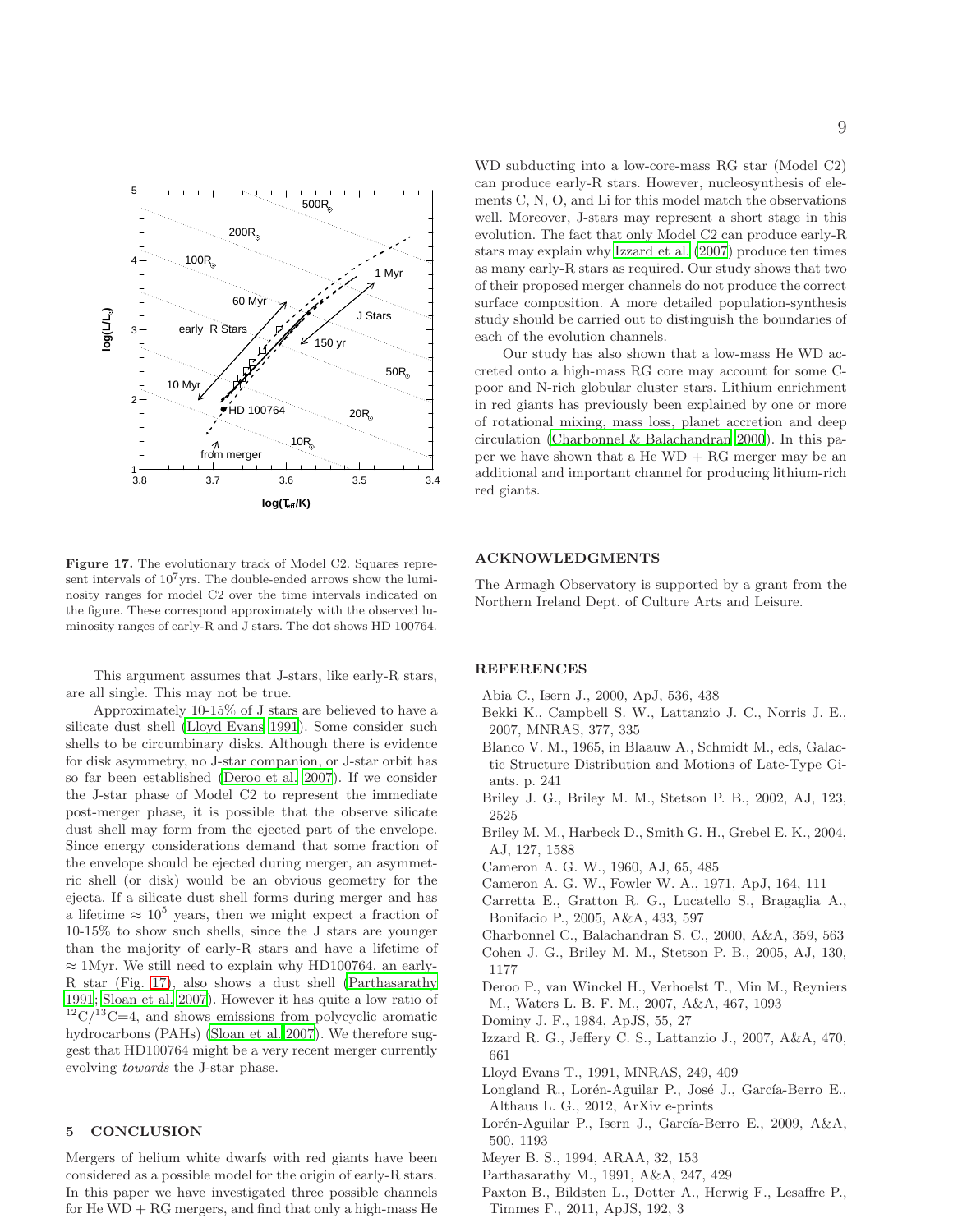Figure 17. The evolutionary track of Model C2. Squares represent intervals of $10^7$yrs. The double-ended arrows show the luminosity ranges for model C2 over the time intervals indicated on the figure. These correspond approximately with the observed luminosity ranges of early-R and J stars. The dot shows HD 100764.

This argument assumes that J-stars, like early-R stars, are all single. This may not be true.

Approximately 10-15% of J stars are believed to have a silicate dust shell (Lloyd Evans 1991). Some consider such shells to be circumbinary disks. Although there is evidence for disk asymmetry, no J-star companion, or J-star orbit has so far been established (Deroo et al. 2007). If we consider the J-star phase of Model C2 to represent the immediate post-merger phase, it is possible that the observe silicate dust shell may form from the ejected part of the envelope. Since energy considerations demand that some fraction of the envelope should be ejected during merger, an asymmetric shell (or disk) would be an obvious geometry for the ejecta. If a silicate dust shell forms during merger and has a lifetime $\approx 10^5$ years, then we might expect a fraction of 10-15% to show such shells, since the J stars are younger than the majority of early-R stars and have a lifetime of $\approx$ 1Myr. We still need to explain why HD100764, an early-R star (Fig. 17), also shows a dust shell (Parthasarathy 1991; Sloan et al. 2007). However it has quite a low ratio of $^{12}C/^{13}C=4$, and shows emissions from polycyclic aromatic hydrocarbons (PAHs) (Sloan et al. 2007). We therefore suggest that HD100764 might be a very recent merger currently evolving *towards* the J-star phase.

## 5 CONCLUSION

Mergers of helium white dwarfs with red giants have been considered as a possible model for the origin of early-R stars. In this paper we have investigated three possible channels for He WD + RG mergers, and find that only a high-mass He WD subducting into a low-core-mass RG star (Model C2) can produce early-R stars. However, nucleosynthesis of elements C, N, O, and Li for this model match the observations well. Moreover, J-stars may represent a short stage in this evolution. The fact that only Model C2 can produce early-R stars may explain why Izzard et al. (2007) produce ten times as many early-R stars as required. Our study shows that two of their proposed merger channels do not produce the correct surface composition. A more detailed population-synthesis study should be carried out to distinguish the boundaries of each of the evolution channels.

Our study has also shown that a low-mass He WD accreted onto a high-mass RG core may account for some C-poor and N-rich globular cluster stars. Lithium enrichment in red giants has previously been explained by one or more of rotational mixing, mass loss, planet accretion and deep circulation (Charbonnel & Balachandran 2000). In this paper we have shown that a He WD + RG merger may be an additional and important channel for producing lithium-rich red giants.

## ACKNOWLEDGMENTS

The Armagh Observatory is supported by a grant from the Northern Ireland Dept. of Culture Arts and Leisure.

## REFERENCES

Abia C., Isern J., 2000, ApJ, 536, 438
Bekki K., Campbell S. W., Lattanzio J. C., Norris J. E., 2007, MNRAS, 377, 335
Blanco V. M., 1965, in Blaauw A., Schmidt M., eds, Galactic Structure Distribution and Motions of Late-Type Giants. p. 241
Briley J. G., Briley M. M., Stetson P. B., 2002, AJ, 123, 2525
Briley M. M., Harbeck D., Smith G. H., Grebel E. K., 2004, AJ, 127, 1588
Cameron A. G. W., 1960, AJ, 65, 485
Cameron A. G. W., Fowler W. A., 1971, ApJ, 164, 111
Carretta E., Gratton R. G., Lucatello S., Bragaglia A., Bonifacio P., 2005, A&A, 433, 597
Charbonnel C., Balachandran S. C., 2000, A&A, 359, 563
Cohen J. G., Briley M. M., Stetson P. B., 2005, AJ, 130, 1177
Deroo P., van Winckel H., Verhoelst T., Min M., Reyniers M., Waters L. B. F. M., 2007, A&A, 467, 1093
Dominy J. F., 1984, ApJS, 55, 27
Izzard R. G., Jeffery C. S., Lattanzio J., 2007, A&A, 470, 661
Lloyd Evans T., 1991, MNRAS, 249, 409
Longland R., Lorén-Aguilar P., José J., García-Berro E., Althaus L. G., 2012, ArXiv e-prints
Lorén-Aguilar P., Isern J., García-Berro E., 2009, A&A, 500, 1193
Meyer B. S., 1994, ARAA, 32, 153
Parthasarathy M., 1991, A&A, 247, 429
Paxton B., Bildsten L., Dotter A., Herwig F., Lesaffre P., Timmes F., 2011, ApJS, 192, 3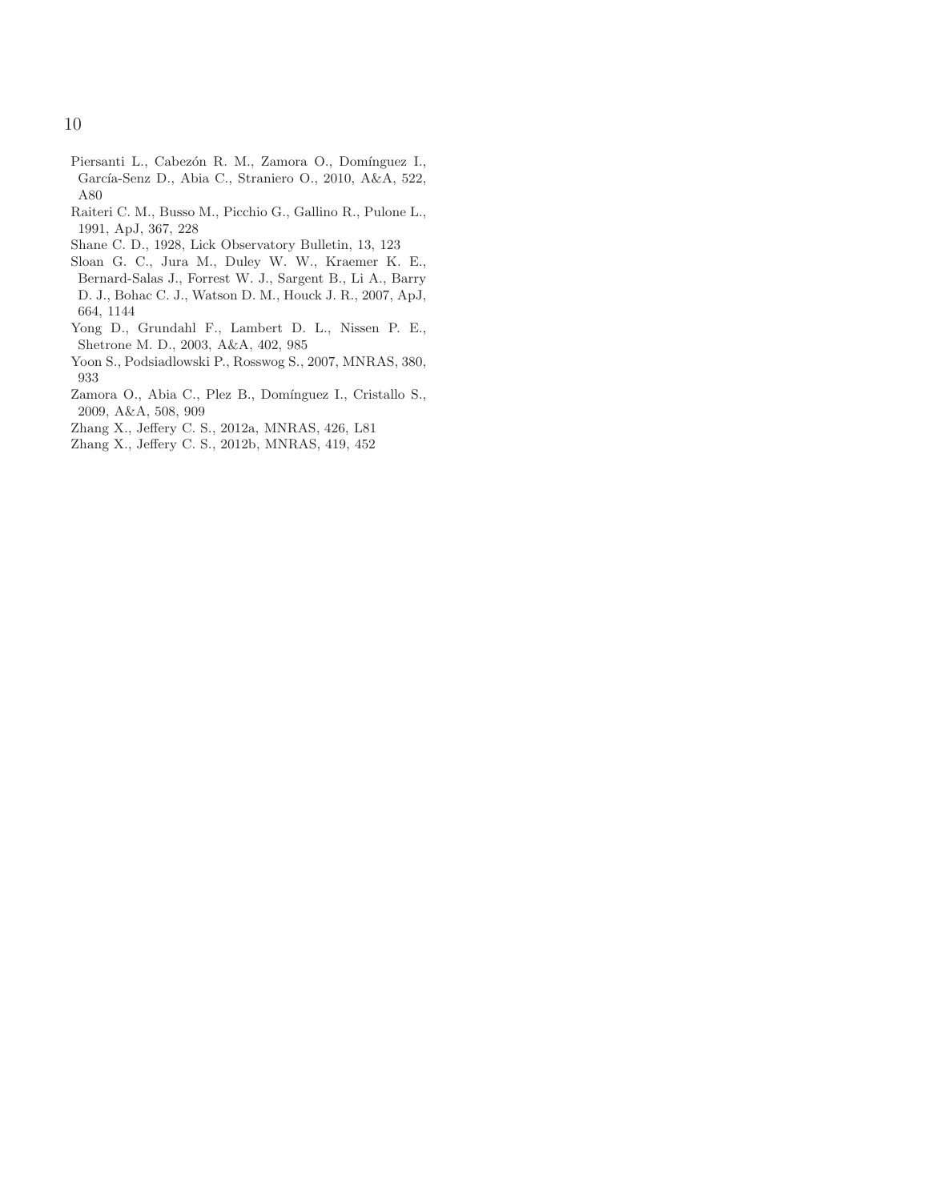Piersanti L., Cabezón R. M., Zamora O., Domínguez I., García-Senz D., Abia C., Straniero O., 2010, A&A, 522, A80

Raiteri C. M., Busso M., Picchio G., Gallino R., Pulone L., 1991, ApJ, 367, 228

Shane C. D., 1928, Lick Observatory Bulletin, 13, 123

Sloan G. C., Jura M., Duley W. W., Kraemer K. E., Bernard-Salas J., Forrest W. J., Sargent B., Li A., Barry D. J., Bohac C. J., Watson D. M., Houck J. R., 2007, ApJ, 664, 1144

Yong D., Grundahl F., Lambert D. L., Nissen P. E., Shetrone M. D., 2003, A&A, 402, 985

Yoon S., Podsiadlowski P., Rosswog S., 2007, MNRAS, 380, 933

Zamora O., Abia C., Plez B., Domínguez I., Cristallo S., 2009, A&A, 508, 909

Zhang X., Jeffery C. S., 2012a, MNRAS, 426, L81

Zhang X., Jeffery C. S., 2012b, MNRAS, 419, 452